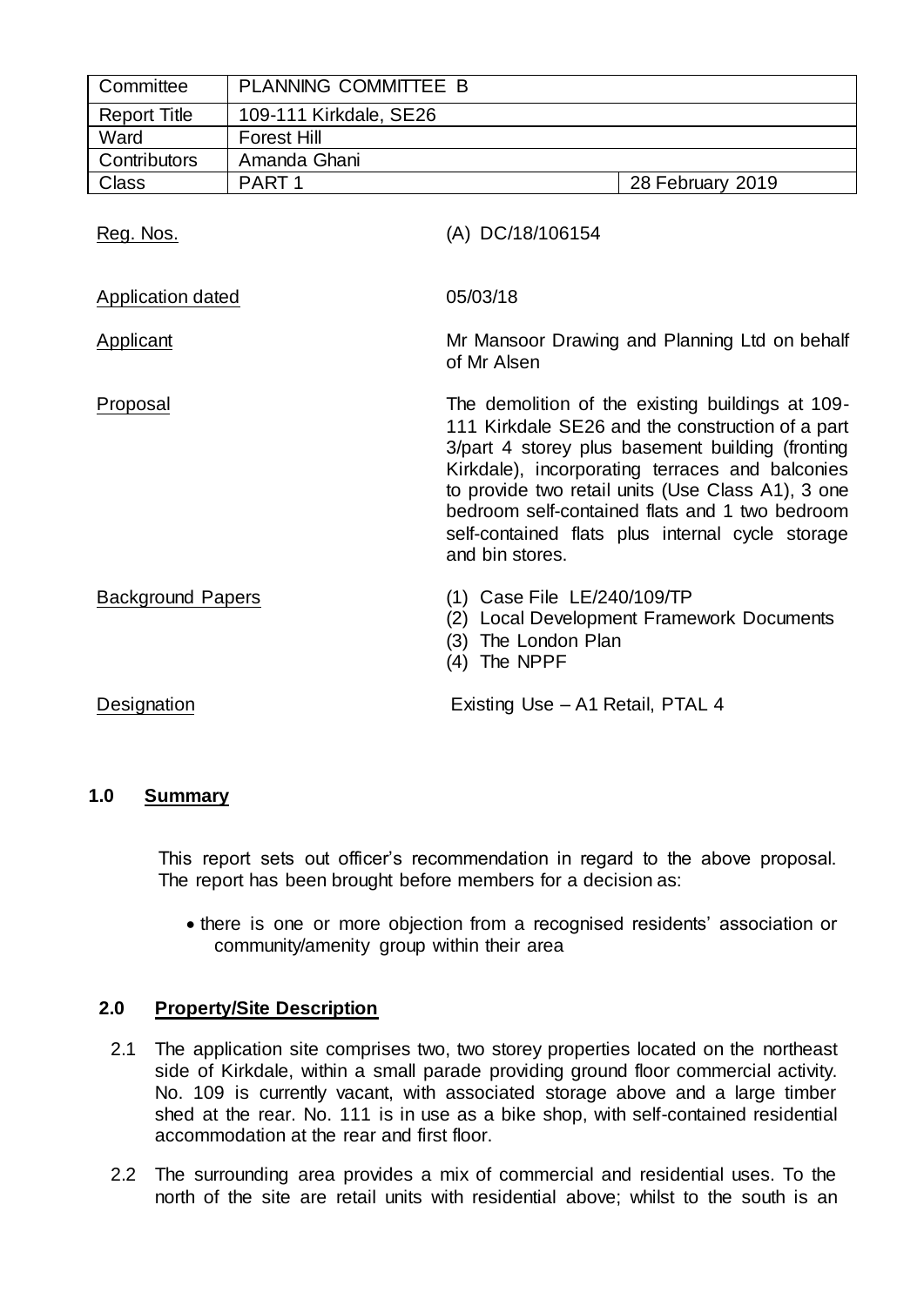| Committee | PLANNING COMMITTEE B | |
|---|---|---|
| Report Title | 109-111 Kirkdale, SE26 | |
| Ward | Forest Hill | |
| Contributors | Amanda Ghani | |
| Class | PART 1 | 28 February 2019 |

| | |
|---|---|
| Reg. Nos. | (A) DC/18/106154 |
| Application dated | 05/03/18 |
| Applicant | Mr Mansoor Drawing and Planning Ltd on behalf of Mr Alsen |
| Proposal | The demolition of the existing buildings at 109-111 Kirkdale SE26 and the construction of a part 3/part 4 storey plus basement building (fronting Kirkdale), incorporating terraces and balconies to provide two retail units (Use Class A1), 3 one bedroom self-contained flats and 1 two bedroom self-contained flats plus internal cycle storage and bin stores. |
| Background Papers | (1) Case File LE/240/109/TP<br>(2) Local Development Framework Documents<br>(3) The London Plan<br>(4) The NPPF |
| Designation | Existing Use – A1 Retail, PTAL 4 |

## 1.0 Summary

This report sets out officer's recommendation in regard to the above proposal. The report has been brought before members for a decision as:

- there is one or more objection from a recognised residents' association or community/amenity group within their area

## 2.0 Property/Site Description

2.1 The application site comprises two, two storey properties located on the northeast side of Kirkdale, within a small parade providing ground floor commercial activity. No. 109 is currently vacant, with associated storage above and a large timber shed at the rear. No. 111 is in use as a bike shop, with self-contained residential accommodation at the rear and first floor.

2.2 The surrounding area provides a mix of commercial and residential uses. To the north of the site are retail units with residential above; whilst to the south is an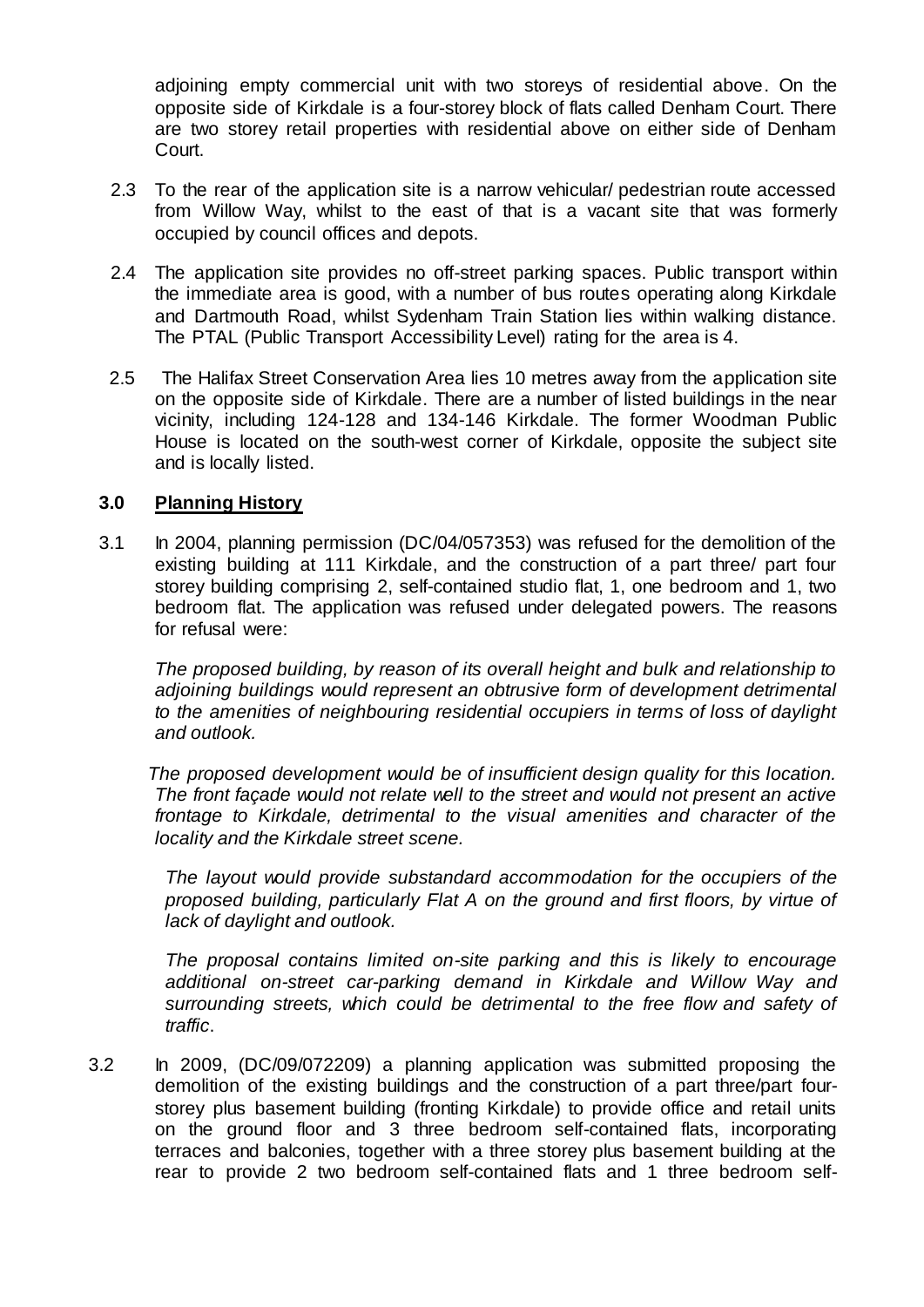adjoining empty commercial unit with two storeys of residential above. On the opposite side of Kirkdale is a four-storey block of flats called Denham Court. There are two storey retail properties with residential above on either side of Denham Court.

2.3 To the rear of the application site is a narrow vehicular/ pedestrian route accessed from Willow Way, whilst to the east of that is a vacant site that was formerly occupied by council offices and depots.

2.4 The application site provides no off-street parking spaces. Public transport within the immediate area is good, with a number of bus routes operating along Kirkdale and Dartmouth Road, whilst Sydenham Train Station lies within walking distance. The PTAL (Public Transport Accessibility Level) rating for the area is 4.

2.5 The Halifax Street Conservation Area lies 10 metres away from the application site on the opposite side of Kirkdale. There are a number of listed buildings in the near vicinity, including 124-128 and 134-146 Kirkdale. The former Woodman Public House is located on the south-west corner of Kirkdale, opposite the subject site and is locally listed.

## 3.0 Planning History

3.1 In 2004, planning permission (DC/04/057353) was refused for the demolition of the existing building at 111 Kirkdale, and the construction of a part three/ part four storey building comprising 2, self-contained studio flat, 1, one bedroom and 1, two bedroom flat. The application was refused under delegated powers. The reasons for refusal were:

*The proposed building, by reason of its overall height and bulk and relationship to adjoining buildings would represent an obtrusive form of development detrimental to the amenities of neighbouring residential occupiers in terms of loss of daylight and outlook.*

*The proposed development would be of insufficient design quality for this location. The front façade would not relate well to the street and would not present an active frontage to Kirkdale, detrimental to the visual amenities and character of the locality and the Kirkdale street scene.*

*The layout would provide substandard accommodation for the occupiers of the proposed building, particularly Flat A on the ground and first floors, by virtue of lack of daylight and outlook.*

*The proposal contains limited on-site parking and this is likely to encourage additional on-street car-parking demand in Kirkdale and Willow Way and surrounding streets, which could be detrimental to the free flow and safety of traffic.*

3.2 In 2009, (DC/09/072209) a planning application was submitted proposing the demolition of the existing buildings and the construction of a part three/part four-storey plus basement building (fronting Kirkdale) to provide office and retail units on the ground floor and 3 three bedroom self-contained flats, incorporating terraces and balconies, together with a three storey plus basement building at the rear to provide 2 two bedroom self-contained flats and 1 three bedroom self-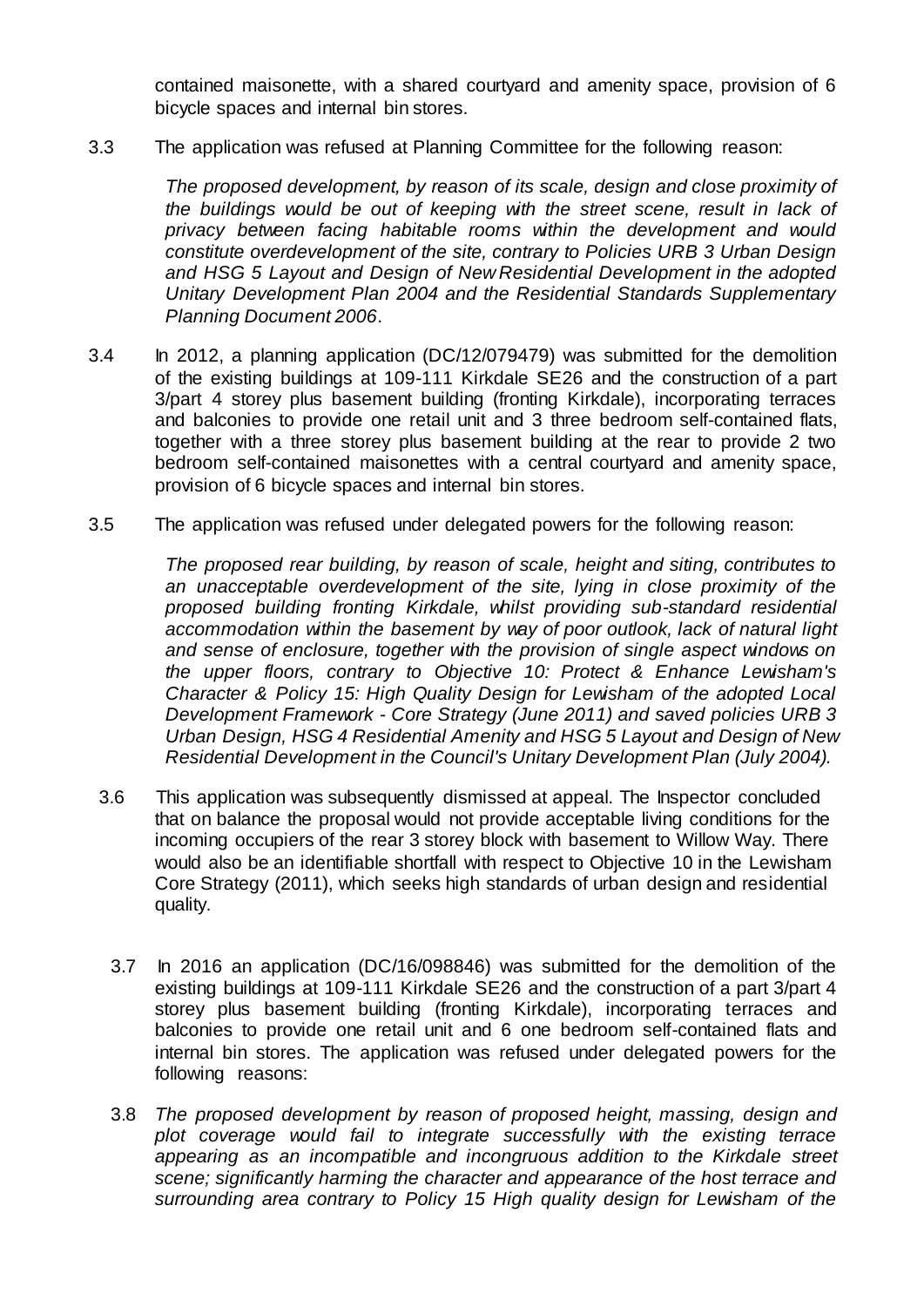contained maisonette, with a shared courtyard and amenity space, provision of 6 bicycle spaces and internal bin stores.

3.3 The application was refused at Planning Committee for the following reason:

> *The proposed development, by reason of its scale, design and close proximity of the buildings would be out of keeping with the street scene, result in lack of privacy between facing habitable rooms within the development and would constitute overdevelopment of the site, contrary to Policies URB 3 Urban Design and HSG 5 Layout and Design of New Residential Development in the adopted Unitary Development Plan 2004 and the Residential Standards Supplementary Planning Document 2006*.

3.4 In 2012, a planning application (DC/12/079479) was submitted for the demolition of the existing buildings at 109-111 Kirkdale SE26 and the construction of a part 3/part 4 storey plus basement building (fronting Kirkdale), incorporating terraces and balconies to provide one retail unit and 3 three bedroom self-contained flats, together with a three storey plus basement building at the rear to provide 2 two bedroom self-contained maisonettes with a central courtyard and amenity space, provision of 6 bicycle spaces and internal bin stores.

3.5 The application was refused under delegated powers for the following reason:

> *The proposed rear building, by reason of scale, height and siting, contributes to an unacceptable overdevelopment of the site, lying in close proximity of the proposed building fronting Kirkdale, whilst providing sub-standard residential accommodation within the basement by way of poor outlook, lack of natural light and sense of enclosure, together with the provision of single aspect windows on the upper floors, contrary to Objective 10: Protect & Enhance Lewisham's Character & Policy 15: High Quality Design for Lewisham of the adopted Local Development Framework - Core Strategy (June 2011) and saved policies URB 3 Urban Design, HSG 4 Residential Amenity and HSG 5 Layout and Design of New Residential Development in the Council's Unitary Development Plan (July 2004).*

3.6 This application was subsequently dismissed at appeal. The Inspector concluded that on balance the proposal would not provide acceptable living conditions for the incoming occupiers of the rear 3 storey block with basement to Willow Way. There would also be an identifiable shortfall with respect to Objective 10 in the Lewisham Core Strategy (2011), which seeks high standards of urban design and residential quality.

3.7 In 2016 an application (DC/16/098846) was submitted for the demolition of the existing buildings at 109-111 Kirkdale SE26 and the construction of a part 3/part 4 storey plus basement building (fronting Kirkdale), incorporating terraces and balconies to provide one retail unit and 6 one bedroom self-contained flats and internal bin stores. The application was refused under delegated powers for the following reasons:

3.8 *The proposed development by reason of proposed height, massing, design and plot coverage would fail to integrate successfully with the existing terrace appearing as an incompatible and incongruous addition to the Kirkdale street scene; significantly harming the character and appearance of the host terrace and surrounding area contrary to Policy 15 High quality design for Lewisham of the*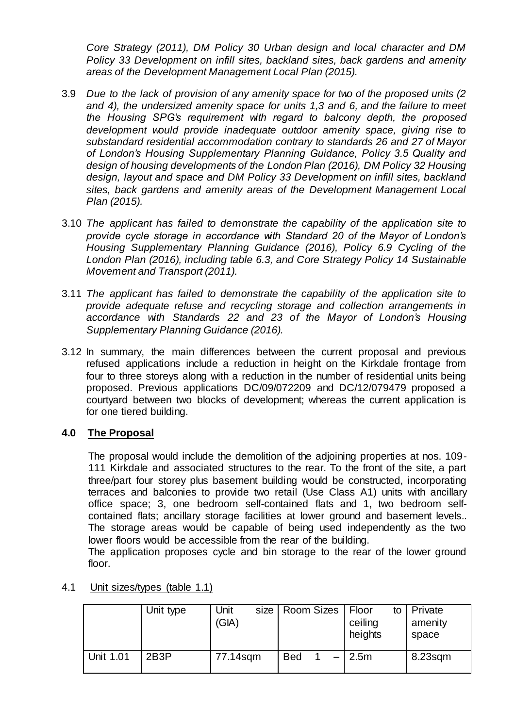*Core Strategy (2011), DM Policy 30 Urban design and local character and DM Policy 33 Development on infill sites, backland sites, back gardens and amenity areas of the Development Management Local Plan (2015).*

3.9 *Due to the lack of provision of any amenity space for two of the proposed units (2 and 4), the undersized amenity space for units 1,3 and 6, and the failure to meet the Housing SPG's requirement with regard to balcony depth, the proposed development would provide inadequate outdoor amenity space, giving rise to substandard residential accommodation contrary to standards 26 and 27 of Mayor of London's Housing Supplementary Planning Guidance, Policy 3.5 Quality and design of housing developments of the London Plan (2016), DM Policy 32 Housing design, layout and space and DM Policy 33 Development on infill sites, backland sites, back gardens and amenity areas of the Development Management Local Plan (2015).*

3.10 *The applicant has failed to demonstrate the capability of the application site to provide cycle storage in accordance with Standard 20 of the Mayor of London's Housing Supplementary Planning Guidance (2016), Policy 6.9 Cycling of the London Plan (2016), including table 6.3, and Core Strategy Policy 14 Sustainable Movement and Transport (2011).*

3.11 *The applicant has failed to demonstrate the capability of the application site to provide adequate refuse and recycling storage and collection arrangements in accordance with Standards 22 and 23 of the Mayor of London's Housing Supplementary Planning Guidance (2016).*

3.12 In summary, the main differences between the current proposal and previous refused applications include a reduction in height on the Kirkdale frontage from four to three storeys along with a reduction in the number of residential units being proposed. Previous applications DC/09/072209 and DC/12/079479 proposed a courtyard between two blocks of development; whereas the current application is for one tiered building.

## 4.0 The Proposal

The proposal would include the demolition of the adjoining properties at nos. 109-111 Kirkdale and associated structures to the rear. To the front of the site, a part three/part four storey plus basement building would be constructed, incorporating terraces and balconies to provide two retail (Use Class A1) units with ancillary office space; 3, one bedroom self-contained flats and 1, two bedroom self-contained flats; ancillary storage facilities at lower ground and basement levels.. The storage areas would be capable of being used independently as the two lower floors would be accessible from the rear of the building.

The application proposes cycle and bin storage to the rear of the lower ground floor.

4.1 Unit sizes/types (table 1.1)

| | Unit type | Unit size (GIA) | Room Sizes | Floor to ceiling heights | Private amenity space |
|---|---|---|---|---|---|
| Unit 1.01 | 2B3P | 77.14sqm | Bed 1 – | 2.5m | 8.23sqm |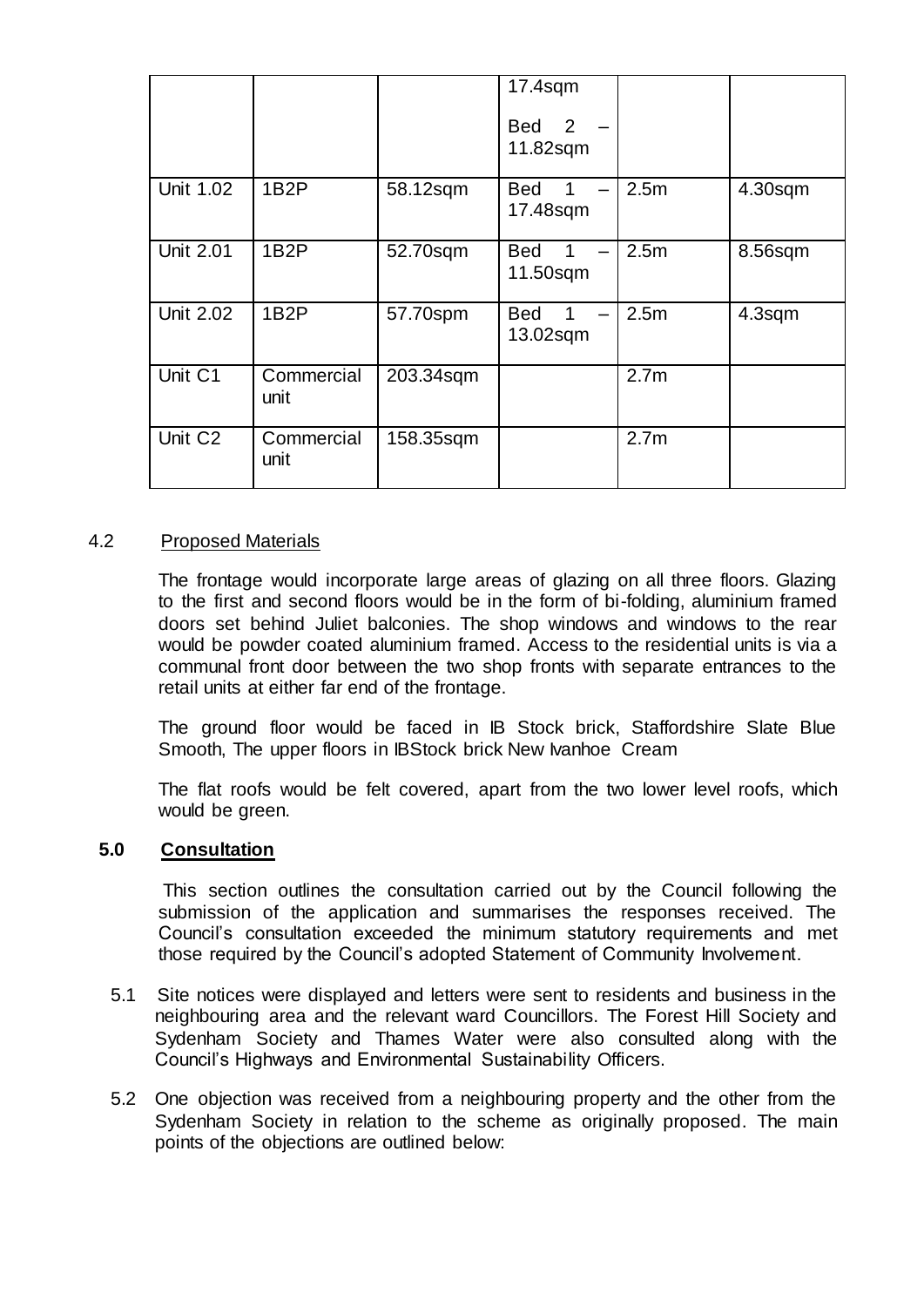|  |  |  | 17.4sqm<br><br>Bed 2 – 11.82sqm |  |  |
| --- | --- | --- | --- | --- | --- |
| Unit 1.02 | 1B2P | 58.12sqm | Bed 1 – 17.48sqm | 2.5m | 4.30sqm |
| Unit 2.01 | 1B2P | 52.70sqm | Bed 1 – 11.50sqm | 2.5m | 8.56sqm |
| Unit 2.02 | 1B2P | 57.70spm | Bed 1 – 13.02sqm | 2.5m | 4.3sqm |
| Unit C1 | Commercial unit | 203.34sqm |  | 2.7m |  |
| Unit C2 | Commercial unit | 158.35sqm |  | 2.7m |  |

4.2 Proposed Materials

The frontage would incorporate large areas of glazing on all three floors. Glazing to the first and second floors would be in the form of bi-folding, aluminium framed doors set behind Juliet balconies. The shop windows and windows to the rear would be powder coated aluminium framed. Access to the residential units is via a communal front door between the two shop fronts with separate entrances to the retail units at either far end of the frontage.

The ground floor would be faced in IB Stock brick, Staffordshire Slate Blue Smooth, The upper floors in IBStock brick New Ivanhoe Cream

The flat roofs would be felt covered, apart from the two lower level roofs, which would be green.

## 5.0 Consultation

This section outlines the consultation carried out by the Council following the submission of the application and summarises the responses received. The Council's consultation exceeded the minimum statutory requirements and met those required by the Council's adopted Statement of Community Involvement.

5.1 Site notices were displayed and letters were sent to residents and business in the neighbouring area and the relevant ward Councillors. The Forest Hill Society and Sydenham Society and Thames Water were also consulted along with the Council's Highways and Environmental Sustainability Officers.

5.2 One objection was received from a neighbouring property and the other from the Sydenham Society in relation to the scheme as originally proposed. The main points of the objections are outlined below: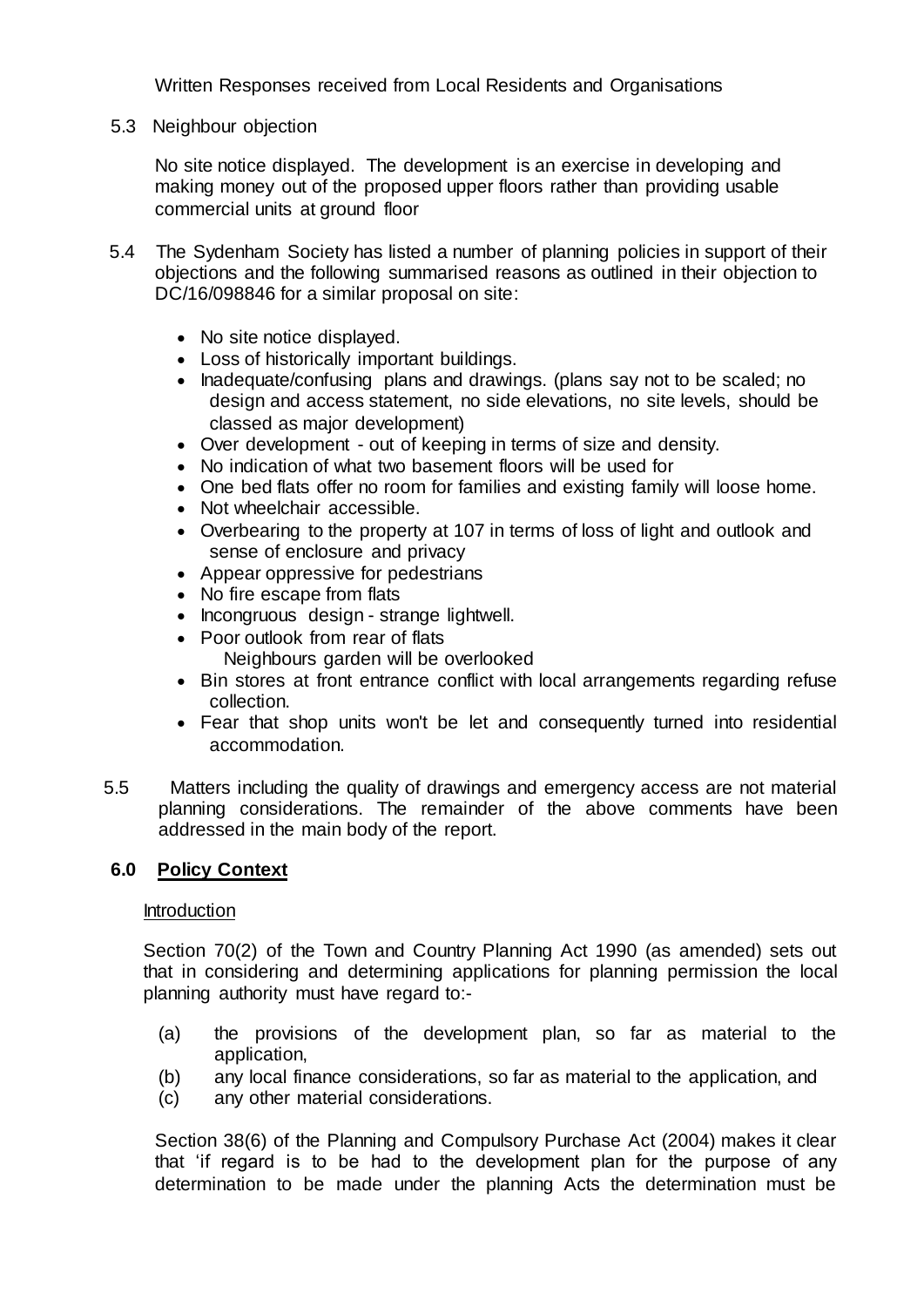Written Responses received from Local Residents and Organisations

5.3 Neighbour objection

No site notice displayed. The development is an exercise in developing and making money out of the proposed upper floors rather than providing usable commercial units at ground floor

5.4 The Sydenham Society has listed a number of planning policies in support of their objections and the following summarised reasons as outlined in their objection to DC/16/098846 for a similar proposal on site:

- No site notice displayed.
- Loss of historically important buildings.
- Inadequate/confusing plans and drawings. (plans say not to be scaled; no design and access statement, no side elevations, no site levels, should be classed as major development)
- Over development - out of keeping in terms of size and density.
- No indication of what two basement floors will be used for
- One bed flats offer no room for families and existing family will loose home.
- Not wheelchair accessible.
- Overbearing to the property at 107 in terms of loss of light and outlook and sense of enclosure and privacy
- Appear oppressive for pedestrians
- No fire escape from flats
- Incongruous design - strange lightwell.
- Poor outlook from rear of flats
  Neighbours garden will be overlooked
- Bin stores at front entrance conflict with local arrangements regarding refuse collection.
- Fear that shop units won't be let and consequently turned into residential accommodation.

5.5 Matters including the quality of drawings and emergency access are not material planning considerations. The remainder of the above comments have been addressed in the main body of the report.

## 6.0 Policy Context

Introduction

Section 70(2) of the Town and Country Planning Act 1990 (as amended) sets out that in considering and determining applications for planning permission the local planning authority must have regard to:-

(a) the provisions of the development plan, so far as material to the application,
(b) any local finance considerations, so far as material to the application, and
(c) any other material considerations.

Section 38(6) of the Planning and Compulsory Purchase Act (2004) makes it clear that 'if regard is to be had to the development plan for the purpose of any determination to be made under the planning Acts the determination must be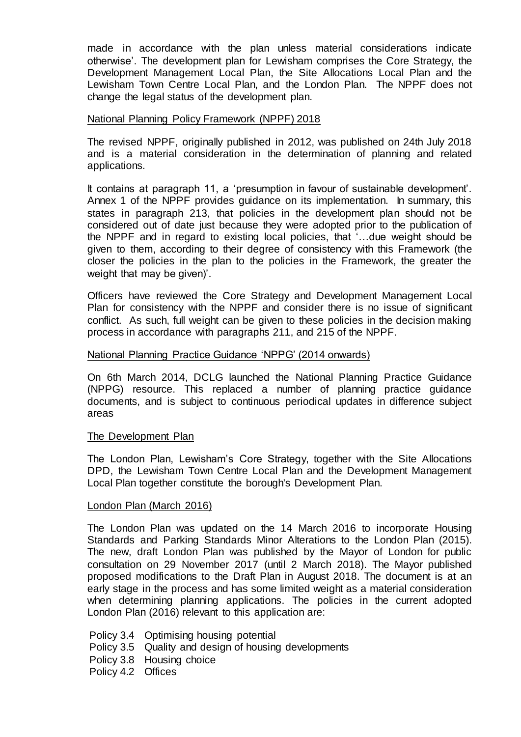made in accordance with the plan unless material considerations indicate otherwise'. The development plan for Lewisham comprises the Core Strategy, the Development Management Local Plan, the Site Allocations Local Plan and the Lewisham Town Centre Local Plan, and the London Plan. The NPPF does not change the legal status of the development plan.

<u>National Planning Policy Framework (NPPF) 2018</u>

The revised NPPF, originally published in 2012, was published on 24th July 2018 and is a material consideration in the determination of planning and related applications.

It contains at paragraph 11, a 'presumption in favour of sustainable development'. Annex 1 of the NPPF provides guidance on its implementation. In summary, this states in paragraph 213, that policies in the development plan should not be considered out of date just because they were adopted prior to the publication of the NPPF and in regard to existing local policies, that '…due weight should be given to them, according to their degree of consistency with this Framework (the closer the policies in the plan to the policies in the Framework, the greater the weight that may be given)'.

Officers have reviewed the Core Strategy and Development Management Local Plan for consistency with the NPPF and consider there is no issue of significant conflict. As such, full weight can be given to these policies in the decision making process in accordance with paragraphs 211, and 215 of the NPPF.

<u>National Planning Practice Guidance 'NPPG' (2014 onwards)</u>

On 6th March 2014, DCLG launched the National Planning Practice Guidance (NPPG) resource. This replaced a number of planning practice guidance documents, and is subject to continuous periodical updates in difference subject areas

<u>The Development Plan</u>

The London Plan, Lewisham's Core Strategy, together with the Site Allocations DPD, the Lewisham Town Centre Local Plan and the Development Management Local Plan together constitute the borough's Development Plan.

<u>London Plan (March 2016)</u>

The London Plan was updated on the 14 March 2016 to incorporate Housing Standards and Parking Standards Minor Alterations to the London Plan (2015). The new, draft London Plan was published by the Mayor of London for public consultation on 29 November 2017 (until 2 March 2018). The Mayor published proposed modifications to the Draft Plan in August 2018. The document is at an early stage in the process and has some limited weight as a material consideration when determining planning applications. The policies in the current adopted London Plan (2016) relevant to this application are:

Policy 3.4 Optimising housing potential
Policy 3.5 Quality and design of housing developments
Policy 3.8 Housing choice
Policy 4.2 Offices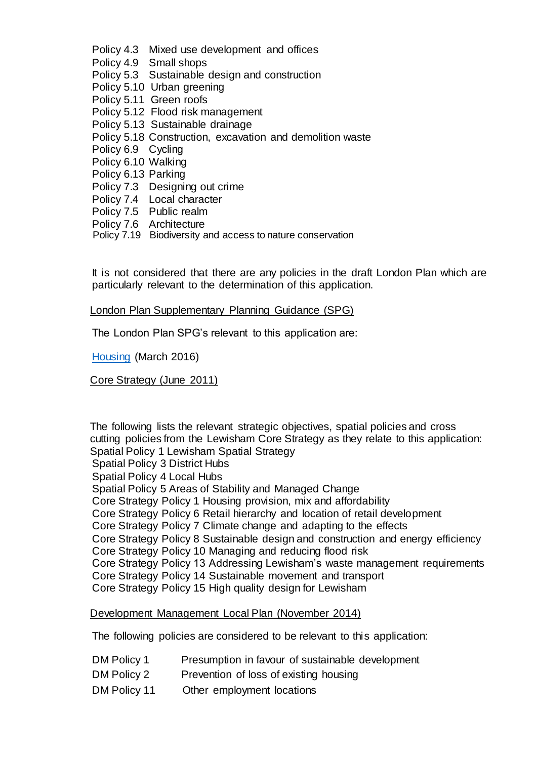Policy 4.3 Mixed use development and offices
Policy 4.9 Small shops
Policy 5.3 Sustainable design and construction
Policy 5.10 Urban greening
Policy 5.11 Green roofs
Policy 5.12 Flood risk management
Policy 5.13 Sustainable drainage
Policy 5.18 Construction, excavation and demolition waste
Policy 6.9 Cycling
Policy 6.10 Walking
Policy 6.13 Parking
Policy 7.3 Designing out crime
Policy 7.4 Local character
Policy 7.5 Public realm
Policy 7.6 Architecture
Policy 7.19 Biodiversity and access to nature conservation

It is not considered that there are any policies in the draft London Plan which are particularly relevant to the determination of this application.

London Plan Supplementary Planning Guidance (SPG)

The London Plan SPG's relevant to this application are:

Housing (March 2016)

Core Strategy (June 2011)

The following lists the relevant strategic objectives, spatial policies and cross cutting policies from the Lewisham Core Strategy as they relate to this application:
Spatial Policy 1 Lewisham Spatial Strategy
Spatial Policy 3 District Hubs
Spatial Policy 4 Local Hubs
Spatial Policy 5 Areas of Stability and Managed Change
Core Strategy Policy 1 Housing provision, mix and affordability
Core Strategy Policy 6 Retail hierarchy and location of retail development
Core Strategy Policy 7 Climate change and adapting to the effects
Core Strategy Policy 8 Sustainable design and construction and energy efficiency
Core Strategy Policy 10 Managing and reducing flood risk
Core Strategy Policy 13 Addressing Lewisham's waste management requirements
Core Strategy Policy 14 Sustainable movement and transport
Core Strategy Policy 15 High quality design for Lewisham

Development Management Local Plan (November 2014)

The following policies are considered to be relevant to this application:

DM Policy 1 Presumption in favour of sustainable development
DM Policy 2 Prevention of loss of existing housing
DM Policy 11 Other employment locations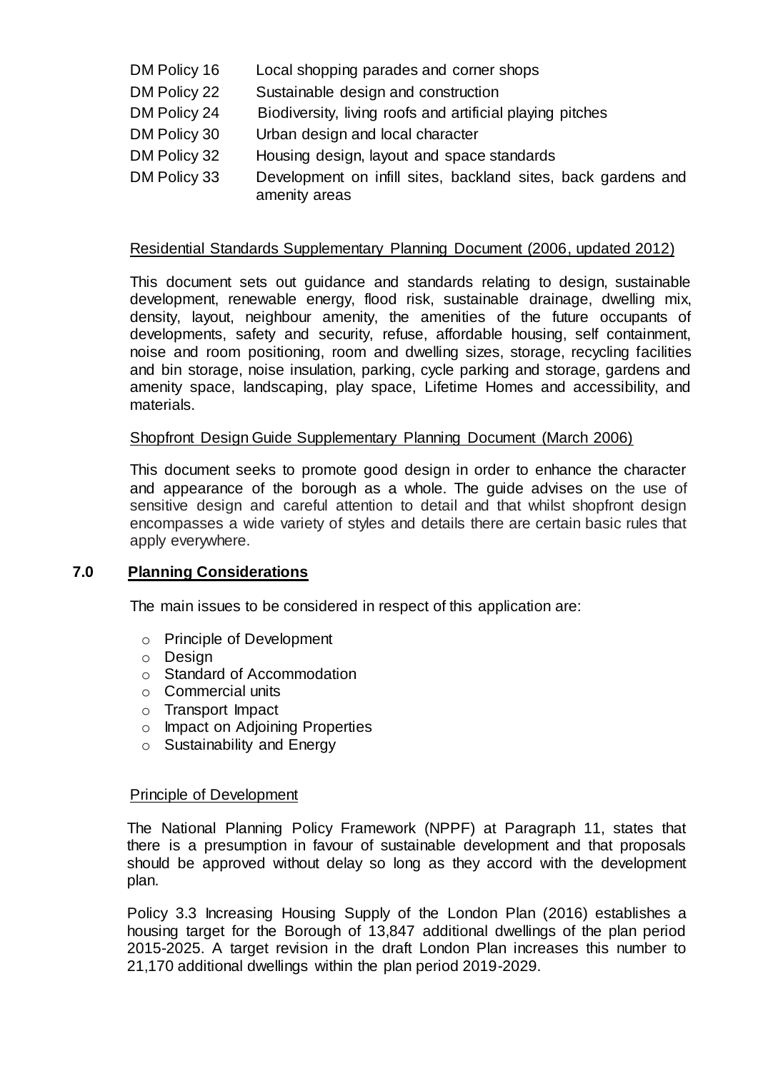| | |
|---|---|
| DM Policy 16 | Local shopping parades and corner shops |
| DM Policy 22 | Sustainable design and construction |
| DM Policy 24 | Biodiversity, living roofs and artificial playing pitches |
| DM Policy 30 | Urban design and local character |
| DM Policy 32 | Housing design, layout and space standards |
| DM Policy 33 | Development on infill sites, backland sites, back gardens and amenity areas |

Residential Standards Supplementary Planning Document (2006, updated 2012)

This document sets out guidance and standards relating to design, sustainable development, renewable energy, flood risk, sustainable drainage, dwelling mix, density, layout, neighbour amenity, the amenities of the future occupants of developments, safety and security, refuse, affordable housing, self containment, noise and room positioning, room and dwelling sizes, storage, recycling facilities and bin storage, noise insulation, parking, cycle parking and storage, gardens and amenity space, landscaping, play space, Lifetime Homes and accessibility, and materials.

Shopfront Design Guide Supplementary Planning Document (March 2006)

This document seeks to promote good design in order to enhance the character and appearance of the borough as a whole. The guide advises on the use of sensitive design and careful attention to detail and that whilst shopfront design encompasses a wide variety of styles and details there are certain basic rules that apply everywhere.

## 7.0 Planning Considerations

The main issues to be considered in respect of this application are:

- Principle of Development
- Design
- Standard of Accommodation
- Commercial units
- Transport Impact
- Impact on Adjoining Properties
- Sustainability and Energy

Principle of Development

The National Planning Policy Framework (NPPF) at Paragraph 11, states that there is a presumption in favour of sustainable development and that proposals should be approved without delay so long as they accord with the development plan.

Policy 3.3 Increasing Housing Supply of the London Plan (2016) establishes a housing target for the Borough of 13,847 additional dwellings of the plan period 2015-2025. A target revision in the draft London Plan increases this number to 21,170 additional dwellings within the plan period 2019-2029.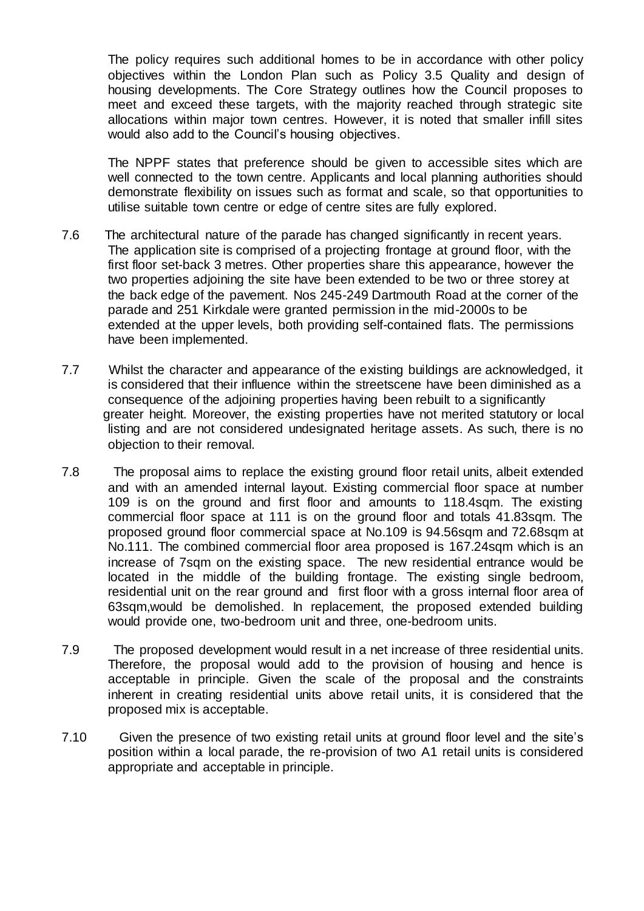The policy requires such additional homes to be in accordance with other policy objectives within the London Plan such as Policy 3.5 Quality and design of housing developments. The Core Strategy outlines how the Council proposes to meet and exceed these targets, with the majority reached through strategic site allocations within major town centres. However, it is noted that smaller infill sites would also add to the Council's housing objectives.

The NPPF states that preference should be given to accessible sites which are well connected to the town centre. Applicants and local planning authorities should demonstrate flexibility on issues such as format and scale, so that opportunities to utilise suitable town centre or edge of centre sites are fully explored.

7.6 The architectural nature of the parade has changed significantly in recent years. The application site is comprised of a projecting frontage at ground floor, with the first floor set-back 3 metres. Other properties share this appearance, however the two properties adjoining the site have been extended to be two or three storey at the back edge of the pavement. Nos 245-249 Dartmouth Road at the corner of the parade and 251 Kirkdale were granted permission in the mid-2000s to be extended at the upper levels, both providing self-contained flats. The permissions have been implemented.

7.7 Whilst the character and appearance of the existing buildings are acknowledged, it is considered that their influence within the streetscene have been diminished as a consequence of the adjoining properties having been rebuilt to a significantly greater height. Moreover, the existing properties have not merited statutory or local listing and are not considered undesignated heritage assets. As such, there is no objection to their removal.

7.8 The proposal aims to replace the existing ground floor retail units, albeit extended and with an amended internal layout. Existing commercial floor space at number 109 is on the ground and first floor and amounts to 118.4sqm. The existing commercial floor space at 111 is on the ground floor and totals 41.83sqm. The proposed ground floor commercial space at No.109 is 94.56sqm and 72.68sqm at No.111. The combined commercial floor area proposed is 167.24sqm which is an increase of 7sqm on the existing space. The new residential entrance would be located in the middle of the building frontage. The existing single bedroom, residential unit on the rear ground and first floor with a gross internal floor area of 63sqm,would be demolished. In replacement, the proposed extended building would provide one, two-bedroom unit and three, one-bedroom units.

7.9 The proposed development would result in a net increase of three residential units. Therefore, the proposal would add to the provision of housing and hence is acceptable in principle. Given the scale of the proposal and the constraints inherent in creating residential units above retail units, it is considered that the proposed mix is acceptable.

7.10 Given the presence of two existing retail units at ground floor level and the site's position within a local parade, the re-provision of two A1 retail units is considered appropriate and acceptable in principle.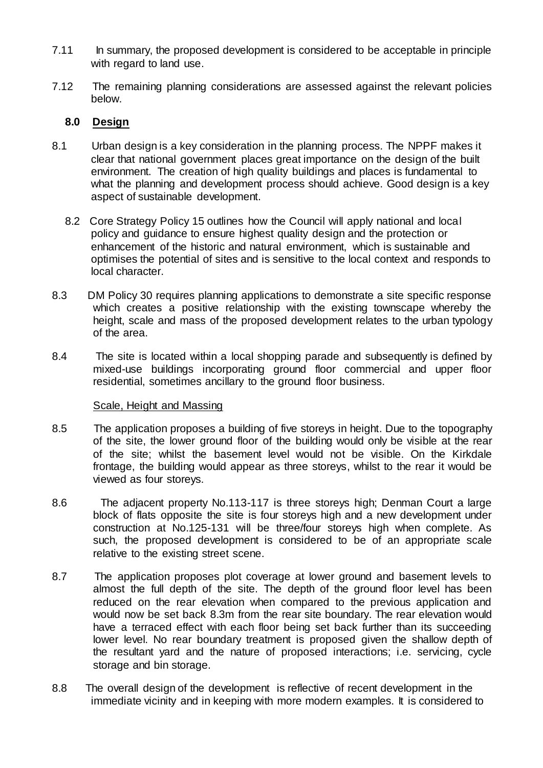7.11 In summary, the proposed development is considered to be acceptable in principle with regard to land use.

7.12 The remaining planning considerations are assessed against the relevant policies below.

## 8.0 Design

8.1 Urban design is a key consideration in the planning process. The NPPF makes it clear that national government places great importance on the design of the built environment. The creation of high quality buildings and places is fundamental to what the planning and development process should achieve. Good design is a key aspect of sustainable development.

8.2 Core Strategy Policy 15 outlines how the Council will apply national and local policy and guidance to ensure highest quality design and the protection or enhancement of the historic and natural environment, which is sustainable and optimises the potential of sites and is sensitive to the local context and responds to local character.

8.3 DM Policy 30 requires planning applications to demonstrate a site specific response which creates a positive relationship with the existing townscape whereby the height, scale and mass of the proposed development relates to the urban typology of the area.

8.4 The site is located within a local shopping parade and subsequently is defined by mixed-use buildings incorporating ground floor commercial and upper floor residential, sometimes ancillary to the ground floor business.

Scale, Height and Massing

8.5 The application proposes a building of five storeys in height. Due to the topography of the site, the lower ground floor of the building would only be visible at the rear of the site; whilst the basement level would not be visible. On the Kirkdale frontage, the building would appear as three storeys, whilst to the rear it would be viewed as four storeys.

8.6 The adjacent property No.113-117 is three storeys high; Denman Court a large block of flats opposite the site is four storeys high and a new development under construction at No.125-131 will be three/four storeys high when complete. As such, the proposed development is considered to be of an appropriate scale relative to the existing street scene.

8.7 The application proposes plot coverage at lower ground and basement levels to almost the full depth of the site. The depth of the ground floor level has been reduced on the rear elevation when compared to the previous application and would now be set back 8.3m from the rear site boundary. The rear elevation would have a terraced effect with each floor being set back further than its succeeding lower level. No rear boundary treatment is proposed given the shallow depth of the resultant yard and the nature of proposed interactions; i.e. servicing, cycle storage and bin storage.

8.8 The overall design of the development is reflective of recent development in the immediate vicinity and in keeping with more modern examples. It is considered to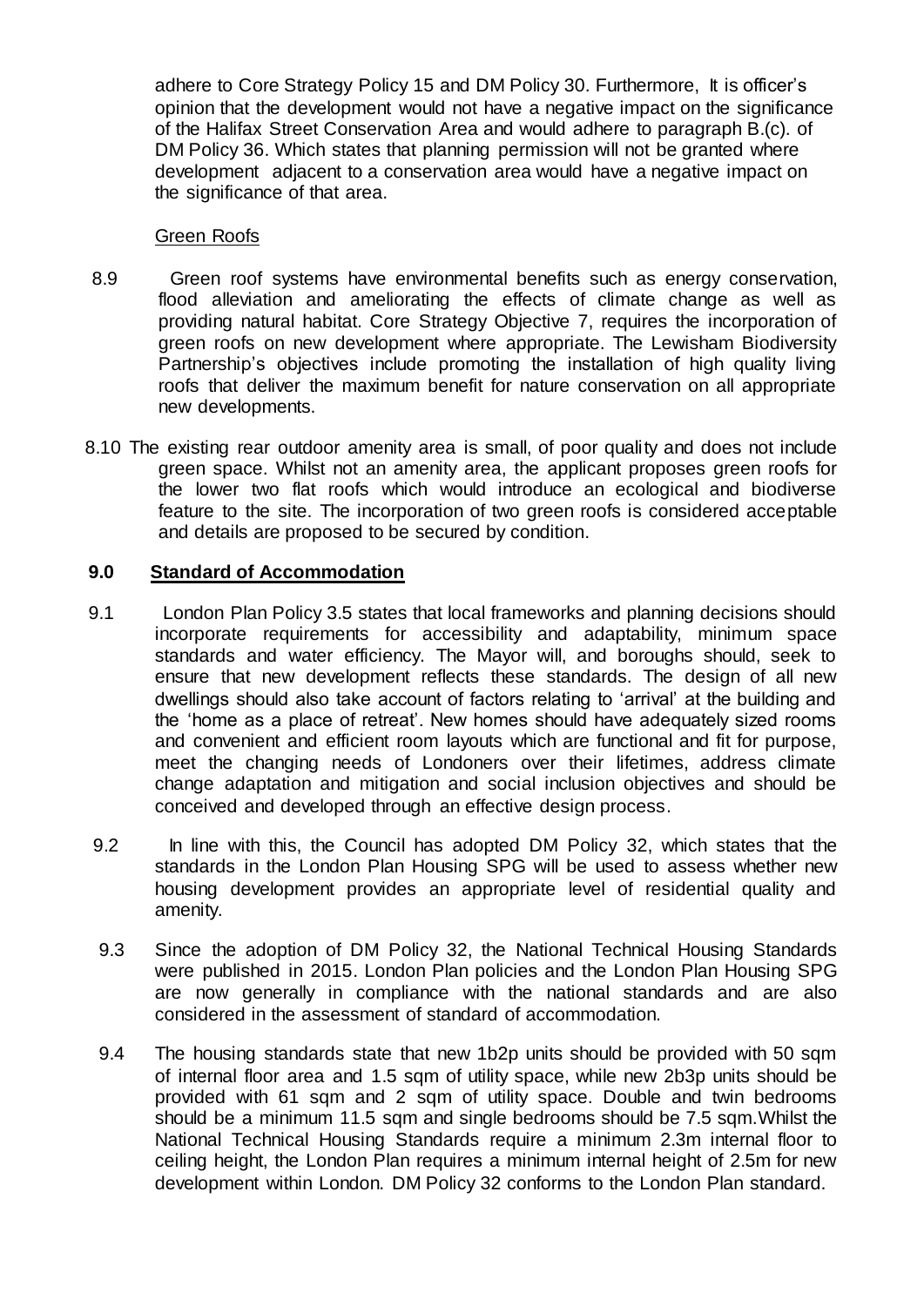adhere to Core Strategy Policy 15 and DM Policy 30. Furthermore, It is officer's opinion that the development would not have a negative impact on the significance of the Halifax Street Conservation Area and would adhere to paragraph B.(c). of DM Policy 36. Which states that planning permission will not be granted where development adjacent to a conservation area would have a negative impact on the significance of that area.

Green Roofs

8.9 Green roof systems have environmental benefits such as energy conservation, flood alleviation and ameliorating the effects of climate change as well as providing natural habitat. Core Strategy Objective 7, requires the incorporation of green roofs on new development where appropriate. The Lewisham Biodiversity Partnership's objectives include promoting the installation of high quality living roofs that deliver the maximum benefit for nature conservation on all appropriate new developments.

8.10 The existing rear outdoor amenity area is small, of poor quality and does not include green space. Whilst not an amenity area, the applicant proposes green roofs for the lower two flat roofs which would introduce an ecological and biodiverse feature to the site. The incorporation of two green roofs is considered acceptable and details are proposed to be secured by condition.

## 9.0 Standard of Accommodation

9.1 London Plan Policy 3.5 states that local frameworks and planning decisions should incorporate requirements for accessibility and adaptability, minimum space standards and water efficiency. The Mayor will, and boroughs should, seek to ensure that new development reflects these standards. The design of all new dwellings should also take account of factors relating to 'arrival' at the building and the 'home as a place of retreat'. New homes should have adequately sized rooms and convenient and efficient room layouts which are functional and fit for purpose, meet the changing needs of Londoners over their lifetimes, address climate change adaptation and mitigation and social inclusion objectives and should be conceived and developed through an effective design process.

9.2 In line with this, the Council has adopted DM Policy 32, which states that the standards in the London Plan Housing SPG will be used to assess whether new housing development provides an appropriate level of residential quality and amenity.

9.3 Since the adoption of DM Policy 32, the National Technical Housing Standards were published in 2015. London Plan policies and the London Plan Housing SPG are now generally in compliance with the national standards and are also considered in the assessment of standard of accommodation.

9.4 The housing standards state that new 1b2p units should be provided with 50 sqm of internal floor area and 1.5 sqm of utility space, while new 2b3p units should be provided with 61 sqm and 2 sqm of utility space. Double and twin bedrooms should be a minimum 11.5 sqm and single bedrooms should be 7.5 sqm.Whilst the National Technical Housing Standards require a minimum 2.3m internal floor to ceiling height, the London Plan requires a minimum internal height of 2.5m for new development within London. DM Policy 32 conforms to the London Plan standard.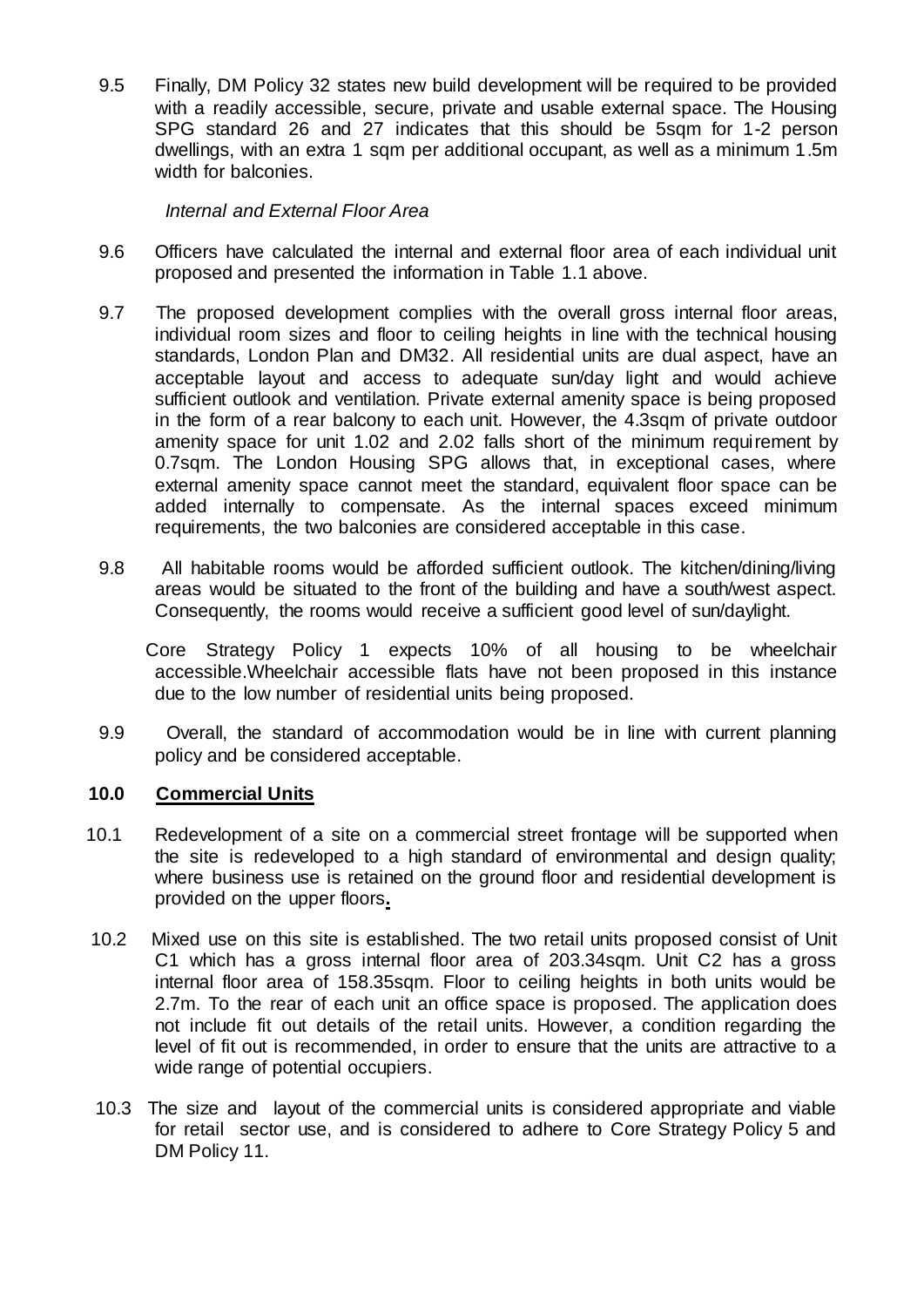9.5 Finally, DM Policy 32 states new build development will be required to be provided with a readily accessible, secure, private and usable external space. The Housing SPG standard 26 and 27 indicates that this should be 5sqm for 1-2 person dwellings, with an extra 1 sqm per additional occupant, as well as a minimum 1.5m width for balconies.

*Internal and External Floor Area*

9.6 Officers have calculated the internal and external floor area of each individual unit proposed and presented the information in Table 1.1 above.

9.7 The proposed development complies with the overall gross internal floor areas, individual room sizes and floor to ceiling heights in line with the technical housing standards, London Plan and DM32. All residential units are dual aspect, have an acceptable layout and access to adequate sun/day light and would achieve sufficient outlook and ventilation. Private external amenity space is being proposed in the form of a rear balcony to each unit. However, the 4.3sqm of private outdoor amenity space for unit 1.02 and 2.02 falls short of the minimum requirement by 0.7sqm. The London Housing SPG allows that, in exceptional cases, where external amenity space cannot meet the standard, equivalent floor space can be added internally to compensate. As the internal spaces exceed minimum requirements, the two balconies are considered acceptable in this case.

9.8 All habitable rooms would be afforded sufficient outlook. The kitchen/dining/living areas would be situated to the front of the building and have a south/west aspect. Consequently, the rooms would receive a sufficient good level of sun/daylight.

Core Strategy Policy 1 expects 10% of all housing to be wheelchair accessible.Wheelchair accessible flats have not been proposed in this instance due to the low number of residential units being proposed.

9.9 Overall, the standard of accommodation would be in line with current planning policy and be considered acceptable.

## 10.0 Commercial Units

10.1 Redevelopment of a site on a commercial street frontage will be supported when the site is redeveloped to a high standard of environmental and design quality; where business use is retained on the ground floor and residential development is provided on the upper floors**.**

10.2 Mixed use on this site is established. The two retail units proposed consist of Unit C1 which has a gross internal floor area of 203.34sqm. Unit C2 has a gross internal floor area of 158.35sqm. Floor to ceiling heights in both units would be 2.7m. To the rear of each unit an office space is proposed. The application does not include fit out details of the retail units. However, a condition regarding the level of fit out is recommended, in order to ensure that the units are attractive to a wide range of potential occupiers.

10.3 The size and layout of the commercial units is considered appropriate and viable for retail sector use, and is considered to adhere to Core Strategy Policy 5 and DM Policy 11.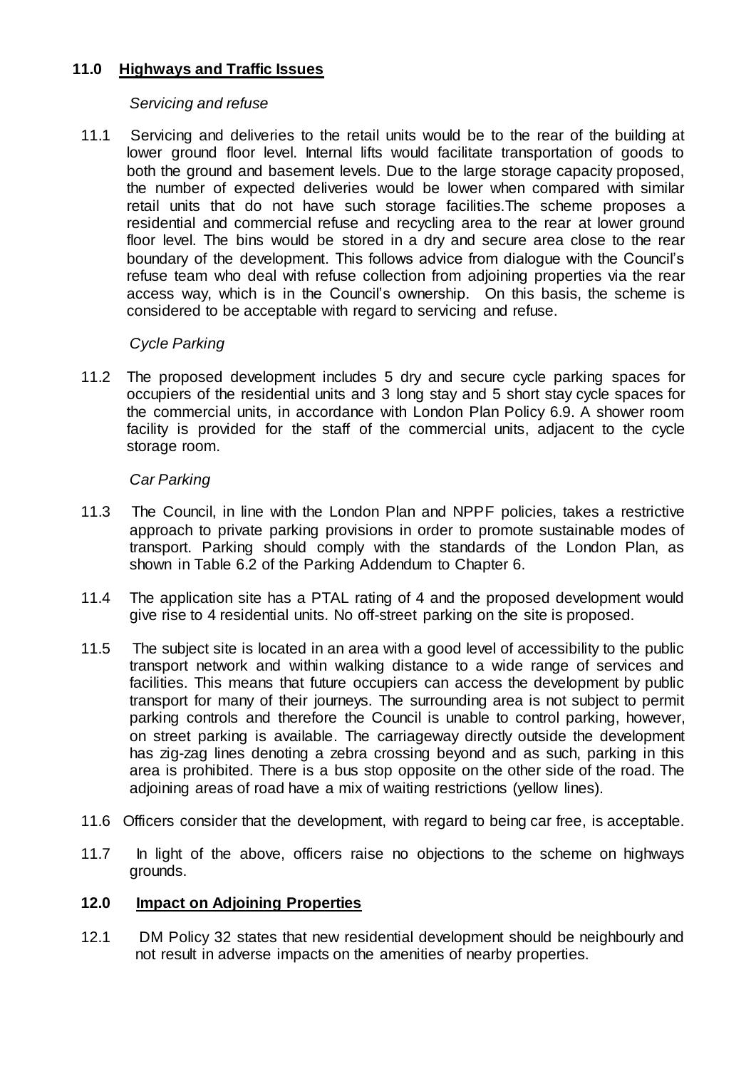## 11.0 Highways and Traffic Issues

*Servicing and refuse*

11.1 Servicing and deliveries to the retail units would be to the rear of the building at lower ground floor level. Internal lifts would facilitate transportation of goods to both the ground and basement levels. Due to the large storage capacity proposed, the number of expected deliveries would be lower when compared with similar retail units that do not have such storage facilities.The scheme proposes a residential and commercial refuse and recycling area to the rear at lower ground floor level. The bins would be stored in a dry and secure area close to the rear boundary of the development. This follows advice from dialogue with the Council's refuse team who deal with refuse collection from adjoining properties via the rear access way, which is in the Council's ownership. On this basis, the scheme is considered to be acceptable with regard to servicing and refuse.

*Cycle Parking*

11.2 The proposed development includes 5 dry and secure cycle parking spaces for occupiers of the residential units and 3 long stay and 5 short stay cycle spaces for the commercial units, in accordance with London Plan Policy 6.9. A shower room facility is provided for the staff of the commercial units, adjacent to the cycle storage room.

*Car Parking*

11.3 The Council, in line with the London Plan and NPPF policies, takes a restrictive approach to private parking provisions in order to promote sustainable modes of transport. Parking should comply with the standards of the London Plan, as shown in Table 6.2 of the Parking Addendum to Chapter 6.

11.4 The application site has a PTAL rating of 4 and the proposed development would give rise to 4 residential units. No off-street parking on the site is proposed.

11.5 The subject site is located in an area with a good level of accessibility to the public transport network and within walking distance to a wide range of services and facilities. This means that future occupiers can access the development by public transport for many of their journeys. The surrounding area is not subject to permit parking controls and therefore the Council is unable to control parking, however, on street parking is available. The carriageway directly outside the development has zig-zag lines denoting a zebra crossing beyond and as such, parking in this area is prohibited. There is a bus stop opposite on the other side of the road. The adjoining areas of road have a mix of waiting restrictions (yellow lines).

11.6 Officers consider that the development, with regard to being car free, is acceptable.

11.7 In light of the above, officers raise no objections to the scheme on highways grounds.

## 12.0 Impact on Adjoining Properties

12.1 DM Policy 32 states that new residential development should be neighbourly and not result in adverse impacts on the amenities of nearby properties.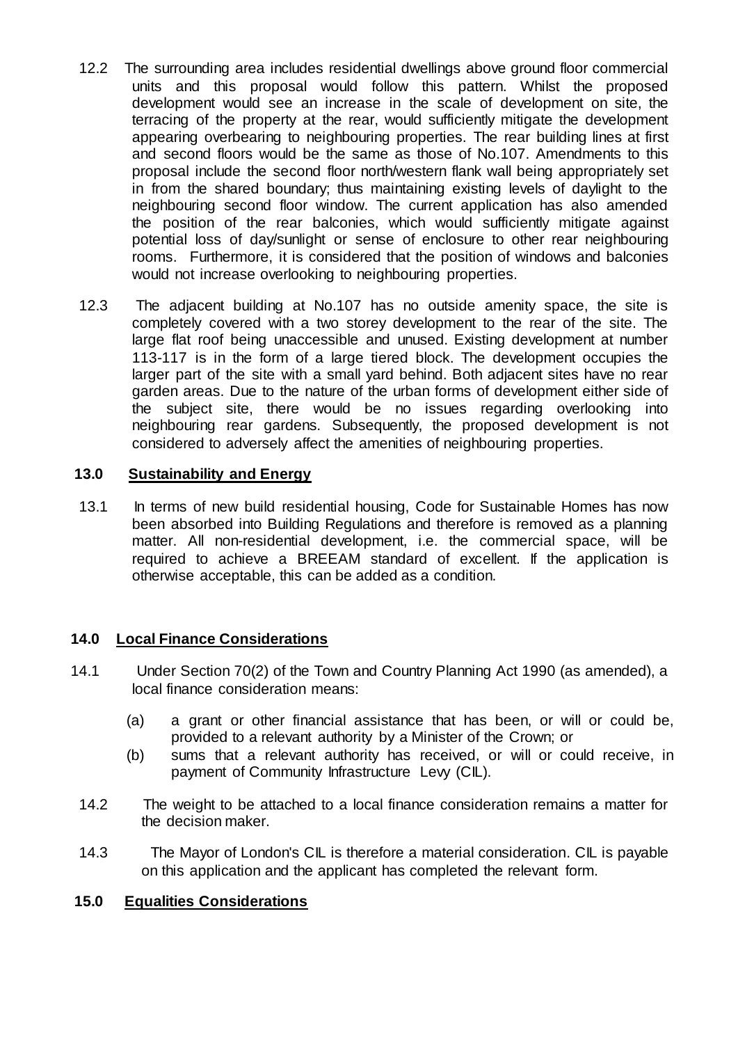12.2 The surrounding area includes residential dwellings above ground floor commercial units and this proposal would follow this pattern. Whilst the proposed development would see an increase in the scale of development on site, the terracing of the property at the rear, would sufficiently mitigate the development appearing overbearing to neighbouring properties. The rear building lines at first and second floors would be the same as those of No.107. Amendments to this proposal include the second floor north/western flank wall being appropriately set in from the shared boundary; thus maintaining existing levels of daylight to the neighbouring second floor window. The current application has also amended the position of the rear balconies, which would sufficiently mitigate against potential loss of day/sunlight or sense of enclosure to other rear neighbouring rooms. Furthermore, it is considered that the position of windows and balconies would not increase overlooking to neighbouring properties.

12.3 The adjacent building at No.107 has no outside amenity space, the site is completely covered with a two storey development to the rear of the site. The large flat roof being unaccessible and unused. Existing development at number 113-117 is in the form of a large tiered block. The development occupies the larger part of the site with a small yard behind. Both adjacent sites have no rear garden areas. Due to the nature of the urban forms of development either side of the subject site, there would be no issues regarding overlooking into neighbouring rear gardens. Subsequently, the proposed development is not considered to adversely affect the amenities of neighbouring properties.

## 13.0 Sustainability and Energy

13.1 In terms of new build residential housing, Code for Sustainable Homes has now been absorbed into Building Regulations and therefore is removed as a planning matter. All non-residential development, i.e. the commercial space, will be required to achieve a BREEAM standard of excellent. If the application is otherwise acceptable, this can be added as a condition.

## 14.0 Local Finance Considerations

14.1 Under Section 70(2) of the Town and Country Planning Act 1990 (as amended), a local finance consideration means:

(a) a grant or other financial assistance that has been, or will or could be, provided to a relevant authority by a Minister of the Crown; or

(b) sums that a relevant authority has received, or will or could receive, in payment of Community Infrastructure Levy (CIL).

14.2 The weight to be attached to a local finance consideration remains a matter for the decision maker.

14.3 The Mayor of London's CIL is therefore a material consideration. CIL is payable on this application and the applicant has completed the relevant form.

## 15.0 Equalities Considerations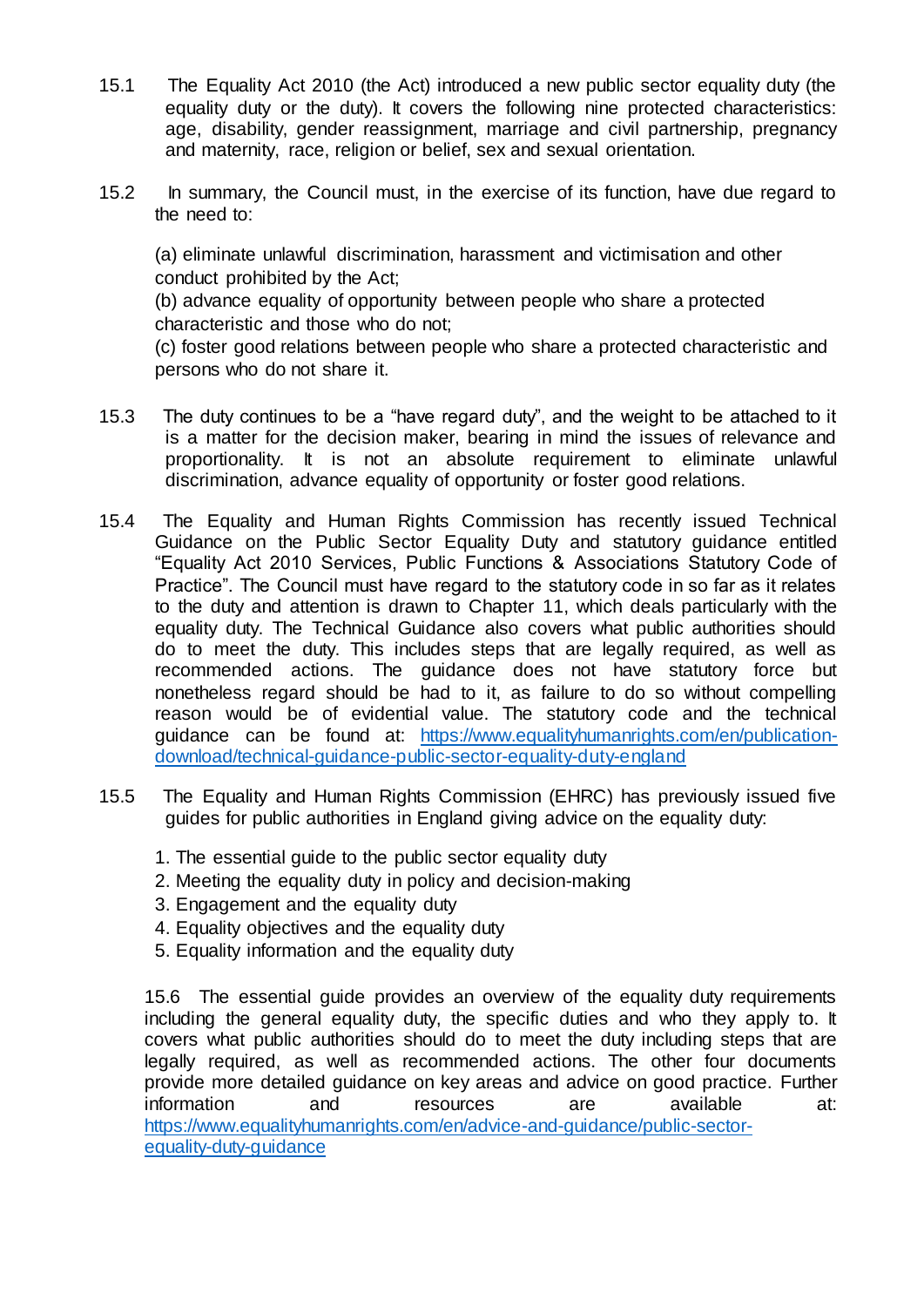15.1 The Equality Act 2010 (the Act) introduced a new public sector equality duty (the equality duty or the duty). It covers the following nine protected characteristics: age, disability, gender reassignment, marriage and civil partnership, pregnancy and maternity, race, religion or belief, sex and sexual orientation.

15.2 In summary, the Council must, in the exercise of its function, have due regard to the need to:

(a) eliminate unlawful discrimination, harassment and victimisation and other conduct prohibited by the Act;
(b) advance equality of opportunity between people who share a protected characteristic and those who do not;
(c) foster good relations between people who share a protected characteristic and persons who do not share it.

15.3 The duty continues to be a "have regard duty", and the weight to be attached to it is a matter for the decision maker, bearing in mind the issues of relevance and proportionality. It is not an absolute requirement to eliminate unlawful discrimination, advance equality of opportunity or foster good relations.

15.4 The Equality and Human Rights Commission has recently issued Technical Guidance on the Public Sector Equality Duty and statutory guidance entitled "Equality Act 2010 Services, Public Functions & Associations Statutory Code of Practice". The Council must have regard to the statutory code in so far as it relates to the duty and attention is drawn to Chapter 11, which deals particularly with the equality duty. The Technical Guidance also covers what public authorities should do to meet the duty. This includes steps that are legally required, as well as recommended actions. The guidance does not have statutory force but nonetheless regard should be had to it, as failure to do so without compelling reason would be of evidential value. The statutory code and the technical guidance can be found at: https://www.equalityhumanrights.com/en/publication-download/technical-guidance-public-sector-equality-duty-england

15.5 The Equality and Human Rights Commission (EHRC) has previously issued five guides for public authorities in England giving advice on the equality duty:

1. The essential guide to the public sector equality duty
2. Meeting the equality duty in policy and decision-making
3. Engagement and the equality duty
4. Equality objectives and the equality duty
5. Equality information and the equality duty

15.6 The essential guide provides an overview of the equality duty requirements including the general equality duty, the specific duties and who they apply to. It covers what public authorities should do to meet the duty including steps that are legally required, as well as recommended actions. The other four documents provide more detailed guidance on key areas and advice on good practice. Further information and resources are available at: https://www.equalityhumanrights.com/en/advice-and-guidance/public-sector-equality-duty-guidance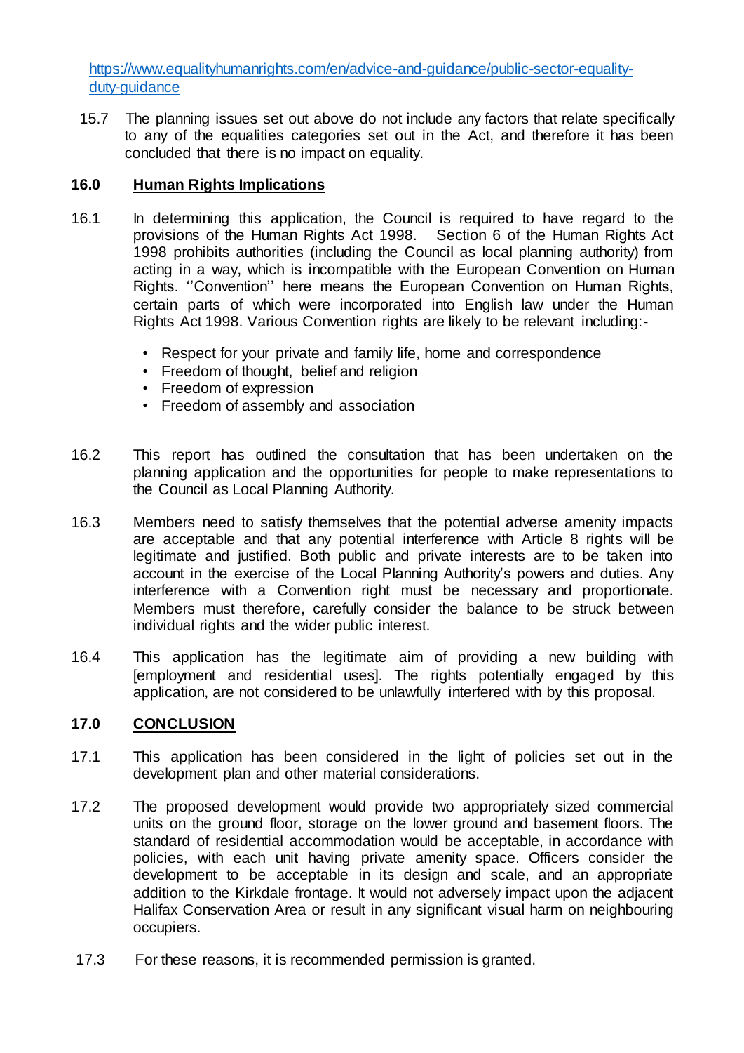https://www.equalityhumanrights.com/en/advice-and-guidance/public-sector-equality-duty-guidance

15.7 The planning issues set out above do not include any factors that relate specifically to any of the equalities categories set out in the Act, and therefore it has been concluded that there is no impact on equality.

## 16.0 Human Rights Implications

16.1 In determining this application, the Council is required to have regard to the provisions of the Human Rights Act 1998. Section 6 of the Human Rights Act 1998 prohibits authorities (including the Council as local planning authority) from acting in a way, which is incompatible with the European Convention on Human Rights. ''Convention'' here means the European Convention on Human Rights, certain parts of which were incorporated into English law under the Human Rights Act 1998. Various Convention rights are likely to be relevant including:-

- Respect for your private and family life, home and correspondence
- Freedom of thought, belief and religion
- Freedom of expression
- Freedom of assembly and association

16.2 This report has outlined the consultation that has been undertaken on the planning application and the opportunities for people to make representations to the Council as Local Planning Authority.

16.3 Members need to satisfy themselves that the potential adverse amenity impacts are acceptable and that any potential interference with Article 8 rights will be legitimate and justified. Both public and private interests are to be taken into account in the exercise of the Local Planning Authority's powers and duties. Any interference with a Convention right must be necessary and proportionate. Members must therefore, carefully consider the balance to be struck between individual rights and the wider public interest.

16.4 This application has the legitimate aim of providing a new building with [employment and residential uses]. The rights potentially engaged by this application, are not considered to be unlawfully interfered with by this proposal.

## 17.0 CONCLUSION

17.1 This application has been considered in the light of policies set out in the development plan and other material considerations.

17.2 The proposed development would provide two appropriately sized commercial units on the ground floor, storage on the lower ground and basement floors. The standard of residential accommodation would be acceptable, in accordance with policies, with each unit having private amenity space. Officers consider the development to be acceptable in its design and scale, and an appropriate addition to the Kirkdale frontage. It would not adversely impact upon the adjacent Halifax Conservation Area or result in any significant visual harm on neighbouring occupiers.

17.3 For these reasons, it is recommended permission is granted.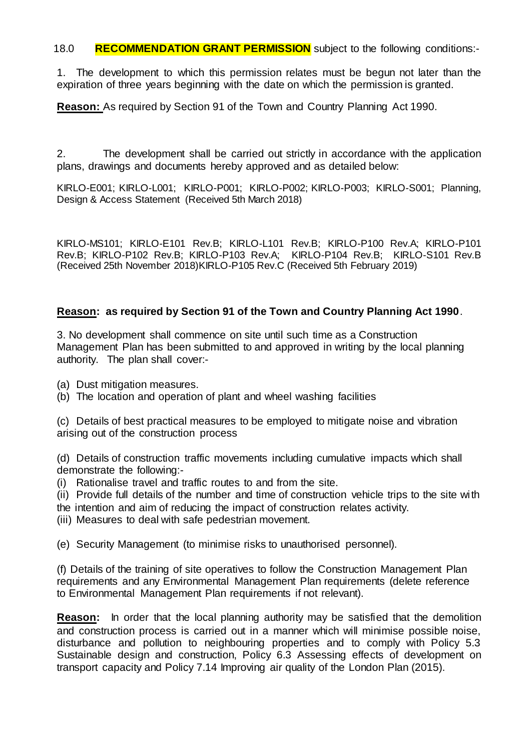18.0 **RECOMMENDATION GRANT PERMISSION** subject to the following conditions:-

1. The development to which this permission relates must be begun not later than the expiration of three years beginning with the date on which the permission is granted.

**Reason:** As required by Section 91 of the Town and Country Planning Act 1990.

2. The development shall be carried out strictly in accordance with the application plans, drawings and documents hereby approved and as detailed below:

KIRLO-E001; KIRLO-L001; KIRLO-P001; KIRLO-P002; KIRLO-P003; KIRLO-S001; Planning, Design & Access Statement (Received 5th March 2018)

KIRLO-MS101; KIRLO-E101 Rev.B; KIRLO-L101 Rev.B; KIRLO-P100 Rev.A; KIRLO-P101 Rev.B; KIRLO-P102 Rev.B; KIRLO-P103 Rev.A; KIRLO-P104 Rev.B; KIRLO-S101 Rev.B (Received 25th November 2018)KIRLO-P105 Rev.C (Received 5th February 2019)

**Reason: as required by Section 91 of the Town and Country Planning Act 1990**.

3. No development shall commence on site until such time as a Construction Management Plan has been submitted to and approved in writing by the local planning authority. The plan shall cover:-

(a) Dust mitigation measures.
(b) The location and operation of plant and wheel washing facilities

(c) Details of best practical measures to be employed to mitigate noise and vibration arising out of the construction process

(d) Details of construction traffic movements including cumulative impacts which shall demonstrate the following:-
(i) Rationalise travel and traffic routes to and from the site.
(ii) Provide full details of the number and time of construction vehicle trips to the site with the intention and aim of reducing the impact of construction relates activity.
(iii) Measures to deal with safe pedestrian movement.

(e) Security Management (to minimise risks to unauthorised personnel).

(f) Details of the training of site operatives to follow the Construction Management Plan requirements and any Environmental Management Plan requirements (delete reference to Environmental Management Plan requirements if not relevant).

**Reason:** In order that the local planning authority may be satisfied that the demolition and construction process is carried out in a manner which will minimise possible noise, disturbance and pollution to neighbouring properties and to comply with Policy 5.3 Sustainable design and construction, Policy 6.3 Assessing effects of development on transport capacity and Policy 7.14 Improving air quality of the London Plan (2015).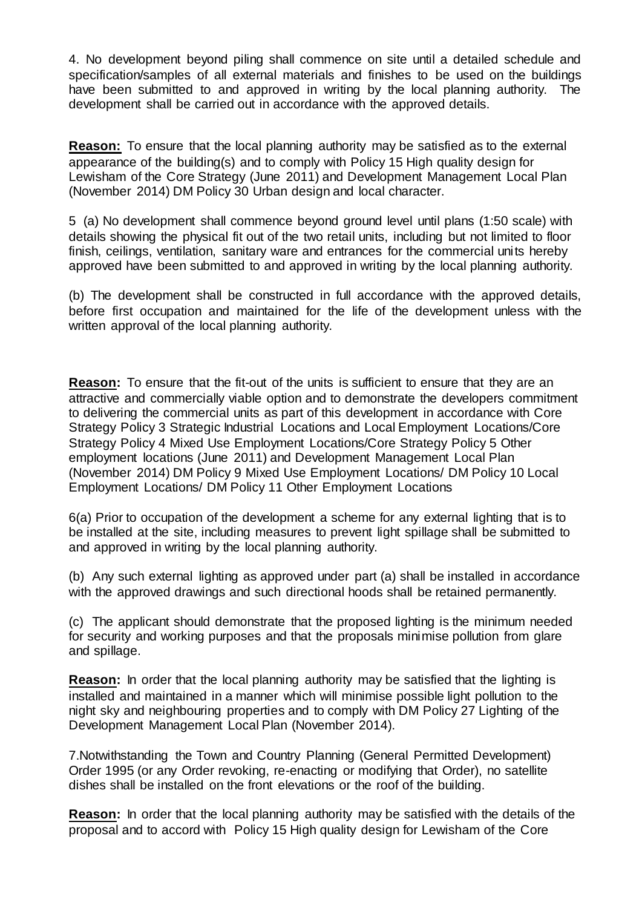4. No development beyond piling shall commence on site until a detailed schedule and specification/samples of all external materials and finishes to be used on the buildings have been submitted to and approved in writing by the local planning authority. The development shall be carried out in accordance with the approved details.

**Reason:** To ensure that the local planning authority may be satisfied as to the external appearance of the building(s) and to comply with Policy 15 High quality design for Lewisham of the Core Strategy (June 2011) and Development Management Local Plan (November 2014) DM Policy 30 Urban design and local character.

5 (a) No development shall commence beyond ground level until plans (1:50 scale) with details showing the physical fit out of the two retail units, including but not limited to floor finish, ceilings, ventilation, sanitary ware and entrances for the commercial units hereby approved have been submitted to and approved in writing by the local planning authority.

(b) The development shall be constructed in full accordance with the approved details, before first occupation and maintained for the life of the development unless with the written approval of the local planning authority.

**Reason:** To ensure that the fit-out of the units is sufficient to ensure that they are an attractive and commercially viable option and to demonstrate the developers commitment to delivering the commercial units as part of this development in accordance with Core Strategy Policy 3 Strategic Industrial Locations and Local Employment Locations/Core Strategy Policy 4 Mixed Use Employment Locations/Core Strategy Policy 5 Other employment locations (June 2011) and Development Management Local Plan (November 2014) DM Policy 9 Mixed Use Employment Locations/ DM Policy 10 Local Employment Locations/ DM Policy 11 Other Employment Locations

6(a) Prior to occupation of the development a scheme for any external lighting that is to be installed at the site, including measures to prevent light spillage shall be submitted to and approved in writing by the local planning authority.

(b) Any such external lighting as approved under part (a) shall be installed in accordance with the approved drawings and such directional hoods shall be retained permanently.

(c) The applicant should demonstrate that the proposed lighting is the minimum needed for security and working purposes and that the proposals minimise pollution from glare and spillage.

**Reason:** In order that the local planning authority may be satisfied that the lighting is installed and maintained in a manner which will minimise possible light pollution to the night sky and neighbouring properties and to comply with DM Policy 27 Lighting of the Development Management Local Plan (November 2014).

7.Notwithstanding the Town and Country Planning (General Permitted Development) Order 1995 (or any Order revoking, re-enacting or modifying that Order), no satellite dishes shall be installed on the front elevations or the roof of the building.

**Reason:** In order that the local planning authority may be satisfied with the details of the proposal and to accord with Policy 15 High quality design for Lewisham of the Core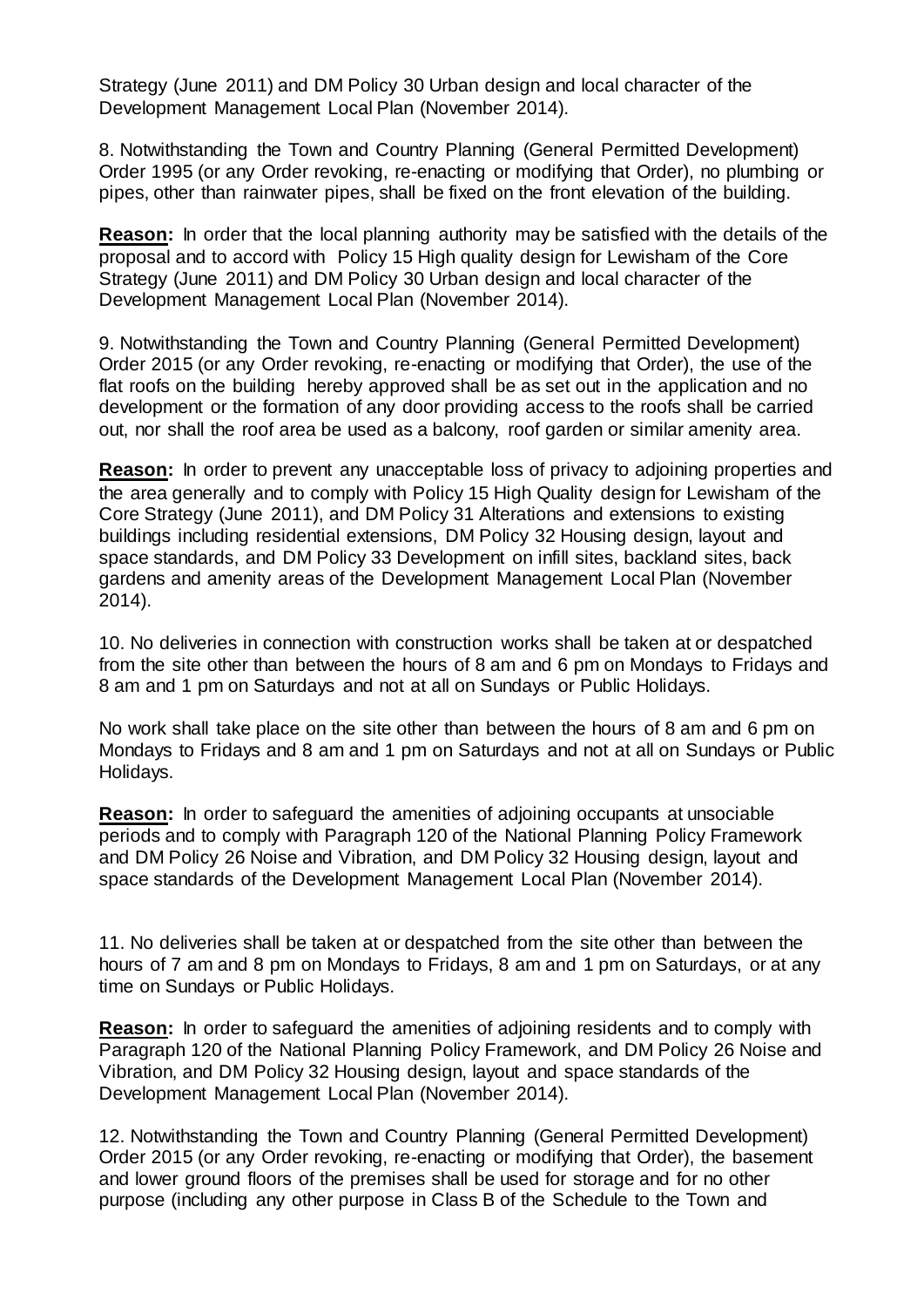Strategy (June 2011) and DM Policy 30 Urban design and local character of the Development Management Local Plan (November 2014).

8. Notwithstanding the Town and Country Planning (General Permitted Development) Order 1995 (or any Order revoking, re-enacting or modifying that Order), no plumbing or pipes, other than rainwater pipes, shall be fixed on the front elevation of the building.

**Reason:** In order that the local planning authority may be satisfied with the details of the proposal and to accord with Policy 15 High quality design for Lewisham of the Core Strategy (June 2011) and DM Policy 30 Urban design and local character of the Development Management Local Plan (November 2014).

9. Notwithstanding the Town and Country Planning (General Permitted Development) Order 2015 (or any Order revoking, re-enacting or modifying that Order), the use of the flat roofs on the building hereby approved shall be as set out in the application and no development or the formation of any door providing access to the roofs shall be carried out, nor shall the roof area be used as a balcony, roof garden or similar amenity area.

**Reason:** In order to prevent any unacceptable loss of privacy to adjoining properties and the area generally and to comply with Policy 15 High Quality design for Lewisham of the Core Strategy (June 2011), and DM Policy 31 Alterations and extensions to existing buildings including residential extensions, DM Policy 32 Housing design, layout and space standards, and DM Policy 33 Development on infill sites, backland sites, back gardens and amenity areas of the Development Management Local Plan (November 2014).

10. No deliveries in connection with construction works shall be taken at or despatched from the site other than between the hours of 8 am and 6 pm on Mondays to Fridays and 8 am and 1 pm on Saturdays and not at all on Sundays or Public Holidays.

No work shall take place on the site other than between the hours of 8 am and 6 pm on Mondays to Fridays and 8 am and 1 pm on Saturdays and not at all on Sundays or Public Holidays.

**Reason:** In order to safeguard the amenities of adjoining occupants at unsociable periods and to comply with Paragraph 120 of the National Planning Policy Framework and DM Policy 26 Noise and Vibration, and DM Policy 32 Housing design, layout and space standards of the Development Management Local Plan (November 2014).

11. No deliveries shall be taken at or despatched from the site other than between the hours of 7 am and 8 pm on Mondays to Fridays, 8 am and 1 pm on Saturdays, or at any time on Sundays or Public Holidays.

**Reason:** In order to safeguard the amenities of adjoining residents and to comply with Paragraph 120 of the National Planning Policy Framework, and DM Policy 26 Noise and Vibration, and DM Policy 32 Housing design, layout and space standards of the Development Management Local Plan (November 2014).

12. Notwithstanding the Town and Country Planning (General Permitted Development) Order 2015 (or any Order revoking, re-enacting or modifying that Order), the basement and lower ground floors of the premises shall be used for storage and for no other purpose (including any other purpose in Class B of the Schedule to the Town and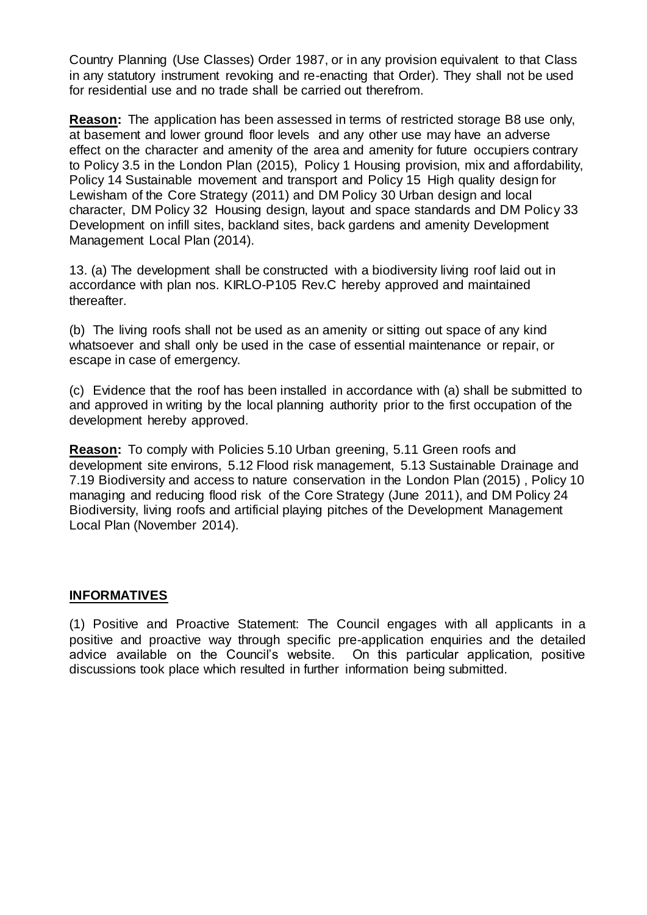Country Planning (Use Classes) Order 1987, or in any provision equivalent to that Class in any statutory instrument revoking and re-enacting that Order). They shall not be used for residential use and no trade shall be carried out therefrom.

**Reason:** The application has been assessed in terms of restricted storage B8 use only, at basement and lower ground floor levels and any other use may have an adverse effect on the character and amenity of the area and amenity for future occupiers contrary to Policy 3.5 in the London Plan (2015), Policy 1 Housing provision, mix and affordability, Policy 14 Sustainable movement and transport and Policy 15 High quality design for Lewisham of the Core Strategy (2011) and DM Policy 30 Urban design and local character, DM Policy 32 Housing design, layout and space standards and DM Policy 33 Development on infill sites, backland sites, back gardens and amenity Development Management Local Plan (2014).

13. (a) The development shall be constructed with a biodiversity living roof laid out in accordance with plan nos. KIRLO-P105 Rev.C hereby approved and maintained thereafter.

(b) The living roofs shall not be used as an amenity or sitting out space of any kind whatsoever and shall only be used in the case of essential maintenance or repair, or escape in case of emergency.

(c) Evidence that the roof has been installed in accordance with (a) shall be submitted to and approved in writing by the local planning authority prior to the first occupation of the development hereby approved.

**Reason:** To comply with Policies 5.10 Urban greening, 5.11 Green roofs and development site environs, 5.12 Flood risk management, 5.13 Sustainable Drainage and 7.19 Biodiversity and access to nature conservation in the London Plan (2015) , Policy 10 managing and reducing flood risk of the Core Strategy (June 2011), and DM Policy 24 Biodiversity, living roofs and artificial playing pitches of the Development Management Local Plan (November 2014).

## INFORMATIVES

(1) Positive and Proactive Statement: The Council engages with all applicants in a positive and proactive way through specific pre-application enquiries and the detailed advice available on the Council's website. On this particular application, positive discussions took place which resulted in further information being submitted.